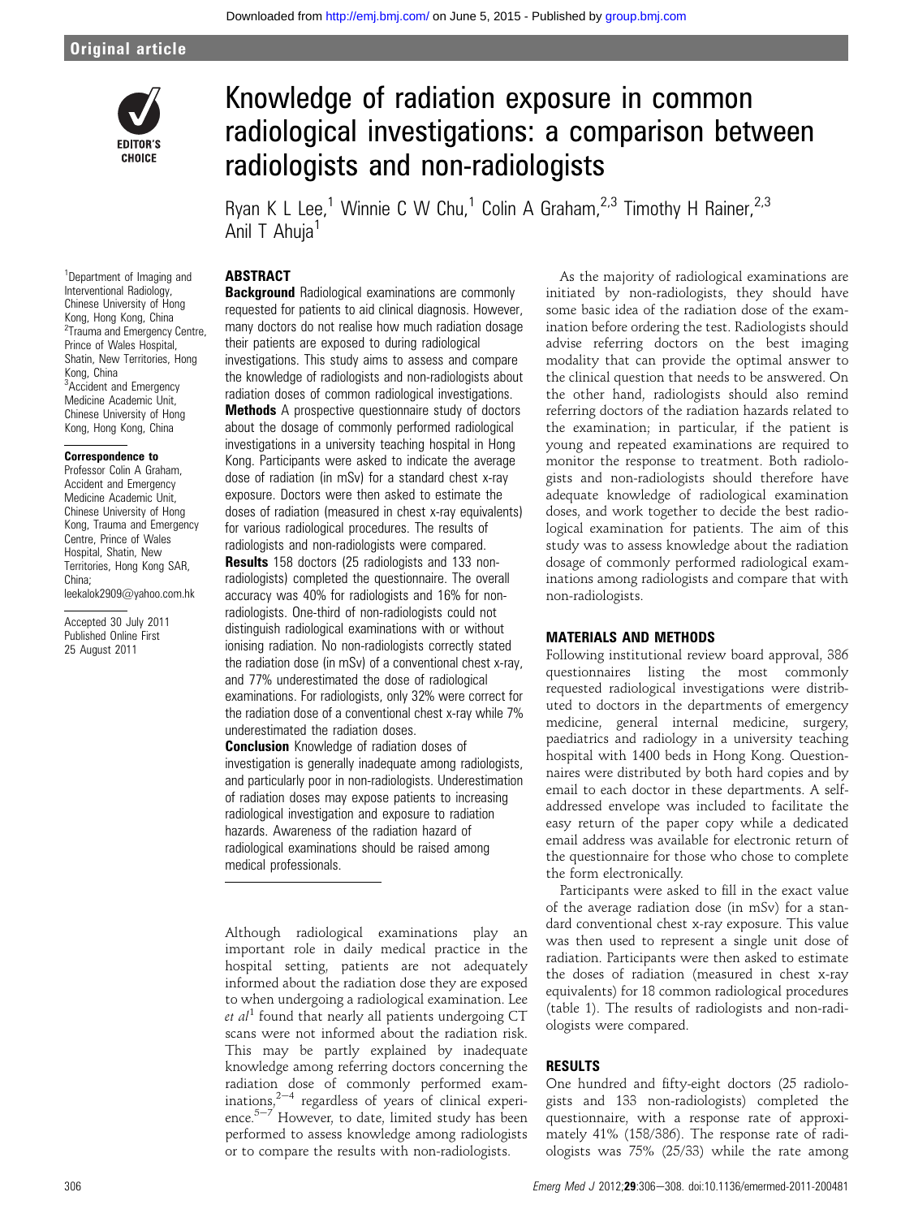# Knowledge of radiation exposure in common radiological investigations: a comparison between radiologists and non-radiologists

Ryan K L Lee,[1] Winnie C W Chu,[1] Colin A Graham,[2,3] Timothy H Rainer,[2,3] Anil T Ahuja[1]

[1]Department of Imaging and Interventional Radiology, Chinese University of Hong Kong, Hong Kong, China
[2]Trauma and Emergency Centre, Prince of Wales Hospital, Shatin, New Territories, Hong Kong, China
[3]Accident and Emergency Medicine Academic Unit, Chinese University of Hong Kong, Hong Kong, China

**Correspondence to**
Professor Colin A Graham, Accident and Emergency Medicine Academic Unit, Chinese University of Hong Kong, Trauma and Emergency Centre, Prince of Wales Hospital, Shatin, New Territories, Hong Kong SAR, China; leekalok2909@yahoo.com.hk

Accepted 30 July 2011
Published Online First 25 August 2011

## ABSTRACT

**Background** Radiological examinations are commonly requested for patients to aid clinical diagnosis. However, many doctors do not realise how much radiation dosage their patients are exposed to during radiological investigations. This study aims to assess and compare the knowledge of radiologists and non-radiologists about radiation doses of common radiological investigations.

**Methods** A prospective questionnaire study of doctors about the dosage of commonly performed radiological investigations in a university teaching hospital in Hong Kong. Participants were asked to indicate the average dose of radiation (in mSv) for a standard chest x-ray exposure. Doctors were then asked to estimate the doses of radiation (measured in chest x-ray equivalents) for various radiological procedures. The results of radiologists and non-radiologists were compared.

**Results** 158 doctors (25 radiologists and 133 non-radiologists) completed the questionnaire. The overall accuracy was 40% for radiologists and 16% for non-radiologists. One-third of non-radiologists could not distinguish radiological examinations with or without ionising radiation. No non-radiologists correctly stated the radiation dose (in mSv) of a conventional chest x-ray, and 77% underestimated the dose of radiological examinations. For radiologists, only 32% were correct for the radiation dose of a conventional chest x-ray while 7% underestimated the radiation doses.

**Conclusion** Knowledge of radiation doses of investigation is generally inadequate among radiologists, and particularly poor in non-radiologists. Underestimation of radiation doses may expose patients to increasing radiological investigation and exposure to radiation hazards. Awareness of the radiation hazard of radiological examinations should be raised among medical professionals.

Although radiological examinations play an important role in daily medical practice in the hospital setting, patients are not adequately informed about the radiation dose they are exposed to when undergoing a radiological examination. Lee *et al*[1] found that nearly all patients undergoing CT scans were not informed about the radiation risk. This may be partly explained by inadequate knowledge among referring doctors concerning the radiation dose of commonly performed examinations,[2–4] regardless of years of clinical experience.[5–7] However, to date, limited study has been performed to assess knowledge among radiologists or to compare the results with non-radiologists.

As the majority of radiological examinations are initiated by non-radiologists, they should have some basic idea of the radiation dose of the examination before ordering the test. Radiologists should advise referring doctors on the best imaging modality that can provide the optimal answer to the clinical question that needs to be answered. On the other hand, radiologists should also remind referring doctors of the radiation hazards related to the examination; in particular, if the patient is young and repeated examinations are required to monitor the response to treatment. Both radiologists and non-radiologists should therefore have adequate knowledge of radiological examination doses, and work together to decide the best radiological examination for patients. The aim of this study was to assess knowledge about the radiation dosage of commonly performed radiological examinations among radiologists and compare that with non-radiologists.

## MATERIALS AND METHODS

Following institutional review board approval, 386 questionnaires listing the most commonly requested radiological investigations were distributed to doctors in the departments of emergency medicine, general internal medicine, surgery, paediatrics and radiology in a university teaching hospital with 1400 beds in Hong Kong. Questionnaires were distributed by both hard copies and by email to each doctor in these departments. A self-addressed envelope was included to facilitate the easy return of the paper copy while a dedicated email address was available for electronic return of the questionnaire for those who chose to complete the form electronically.

Participants were asked to fill in the exact value of the average radiation dose (in mSv) for a standard conventional chest x-ray exposure. This value was then used to represent a single unit dose of radiation. Participants were then asked to estimate the doses of radiation (measured in chest x-ray equivalents) for 18 common radiological procedures (table 1). The results of radiologists and non-radiologists were compared.

## RESULTS

One hundred and fifty-eight doctors (25 radiologists and 133 non-radiologists) completed the questionnaire, with a response rate of approximately 41% (158/386). The response rate of radiologists was 75% (25/33) while the rate among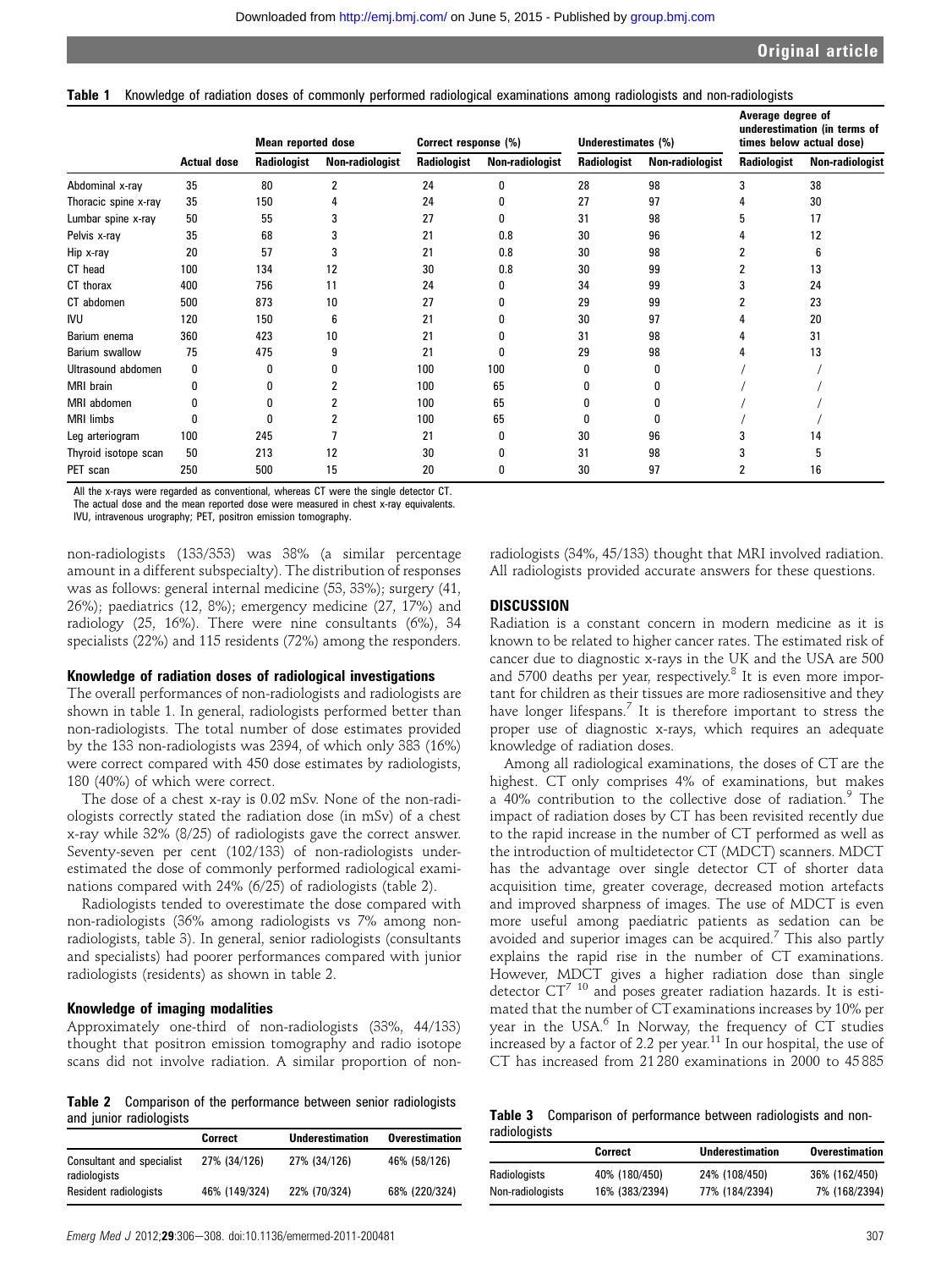**Table 1** Knowledge of radiation doses of commonly performed radiological examinations among radiologists and non-radiologists

| | Actual dose | Mean reported dose | | Correct response (%) | | Underestimates (%) | | Average degree of underestimation (in terms of times below actual dose) | |
|---|---|---|---|---|---|---|---|---|---|
| | | Radiologist | Non-radiologist | Radiologist | Non-radiologist | Radiologist | Non-radiologist | Radiologist | Non-radiologist |
| Abdominal x-ray | 35 | 80 | 2 | 24 | 0 | 28 | 98 | 3 | 38 |
| Thoracic spine x-ray | 35 | 150 | 4 | 24 | 0 | 27 | 97 | 4 | 30 |
| Lumbar spine x-ray | 50 | 55 | 3 | 27 | 0 | 31 | 98 | 5 | 17 |
| Pelvis x-ray | 35 | 68 | 3 | 21 | 0.8 | 30 | 96 | 4 | 12 |
| Hip x-ray | 20 | 57 | 3 | 21 | 0.8 | 30 | 98 | 2 | 6 |
| CT head | 100 | 134 | 12 | 30 | 0.8 | 30 | 99 | 2 | 13 |
| CT thorax | 400 | 756 | 11 | 24 | 0 | 34 | 99 | 3 | 24 |
| CT abdomen | 500 | 873 | 10 | 27 | 0 | 29 | 99 | 2 | 23 |
| IVU | 120 | 150 | 6 | 21 | 0 | 30 | 97 | 4 | 20 |
| Barium enema | 360 | 423 | 10 | 21 | 0 | 31 | 98 | 4 | 31 |
| Barium swallow | 75 | 475 | 9 | 21 | 0 | 29 | 98 | 4 | 13 |
| Ultrasound abdomen | 0 | 0 | 0 | 100 | 100 | 0 | 0 | / | / |
| MRI brain | 0 | 0 | 2 | 100 | 65 | 0 | 0 | / | / |
| MRI abdomen | 0 | 0 | 2 | 100 | 65 | 0 | 0 | / | / |
| MRI limbs | 0 | 0 | 2 | 100 | 65 | 0 | 0 | / | / |
| Leg arteriogram | 100 | 245 | 7 | 21 | 0 | 30 | 96 | 3 | 14 |
| Thyroid isotope scan | 50 | 213 | 12 | 30 | 0 | 31 | 98 | 3 | 5 |
| PET scan | 250 | 500 | 15 | 20 | 0 | 30 | 97 | 2 | 16 |

All the x-rays were regarded as conventional, whereas CT were the single detector CT.
The actual dose and the mean reported dose were measured in chest x-ray equivalents.
IVU, intravenous urography; PET, positron emission tomography.

non-radiologists (133/353) was 38% (a similar percentage amount in a different subspecialty). The distribution of responses was as follows: general internal medicine (53, 33%); surgery (41, 26%); paediatrics (12, 8%); emergency medicine (27, 17%) and radiology (25, 16%). There were nine consultants (6%), 34 specialists (22%) and 115 residents (72%) among the responders.

### Knowledge of radiation doses of radiological investigations

The overall performances of non-radiologists and radiologists are shown in table 1. In general, radiologists performed better than non-radiologists. The total number of dose estimates provided by the 133 non-radiologists was 2394, of which only 383 (16%) were correct compared with 450 dose estimates by radiologists, 180 (40%) of which were correct.

The dose of a chest x-ray is 0.02 mSv. None of the non-radiologists correctly stated the radiation dose (in mSv) of a chest x-ray while 32% (8/25) of radiologists gave the correct answer. Seventy-seven per cent (102/133) of non-radiologists underestimated the dose of commonly performed radiological examinations compared with 24% (6/25) of radiologists (table 2).

Radiologists tended to overestimate the dose compared with non-radiologists (36% among radiologists vs 7% among non-radiologists, table 3). In general, senior radiologists (consultants and specialists) had poorer performances compared with junior radiologists (residents) as shown in table 2.

### Knowledge of imaging modalities

Approximately one-third of non-radiologists (33%, 44/133) thought that positron emission tomography and radio isotope scans did not involve radiation. A similar proportion of non-radiologists (34%, 45/133) thought that MRI involved radiation. All radiologists provided accurate answers for these questions.

**Table 2** Comparison of the performance between senior radiologists and junior radiologists

| | Correct | Underestimation | Overestimation |
|---|---|---|---|
| Consultant and specialist radiologists | 27% (34/126) | 27% (34/126) | 46% (58/126) |
| Resident radiologists | 46% (149/324) | 22% (70/324) | 68% (220/324) |

## DISCUSSION

Radiation is a constant concern in modern medicine as it is known to be related to higher cancer rates. The estimated risk of cancer due to diagnostic x-rays in the UK and the USA are 500 and 5700 deaths per year, respectively.[8] It is even more important for children as their tissues are more radiosensitive and they have longer lifespans.[7] It is therefore important to stress the proper use of diagnostic x-rays, which requires an adequate knowledge of radiation doses.

Among all radiological examinations, the doses of CT are the highest. CT only comprises 4% of examinations, but makes a 40% contribution to the collective dose of radiation.[9] The impact of radiation doses by CT has been revisited recently due to the rapid increase in the number of CT performed as well as the introduction of multidetector CT (MDCT) scanners. MDCT has the advantage over single detector CT of shorter data acquisition time, greater coverage, decreased motion artefacts and improved sharpness of images. The use of MDCT is even more useful among paediatric patients as sedation can be avoided and superior images can be acquired.[7] This also partly explains the rapid rise in the number of CT examinations. However, MDCT gives a higher radiation dose than single detector CT[7,10] and poses greater radiation hazards. It is estimated that the number of CT examinations increases by 10% per year in the USA.[6] In Norway, the frequency of CT studies increased by a factor of 2.2 per year.[11] In our hospital, the use of CT has increased from 21 280 examinations in 2000 to 45 885

**Table 3** Comparison of performance between radiologists and non-radiologists

| | Correct | Underestimation | Overestimation |
|---|---|---|---|
| Radiologists | 40% (180/450) | 24% (108/450) | 36% (162/450) |
| Non-radiologists | 16% (383/2394) | 77% (184/2394) | 7% (168/2394) |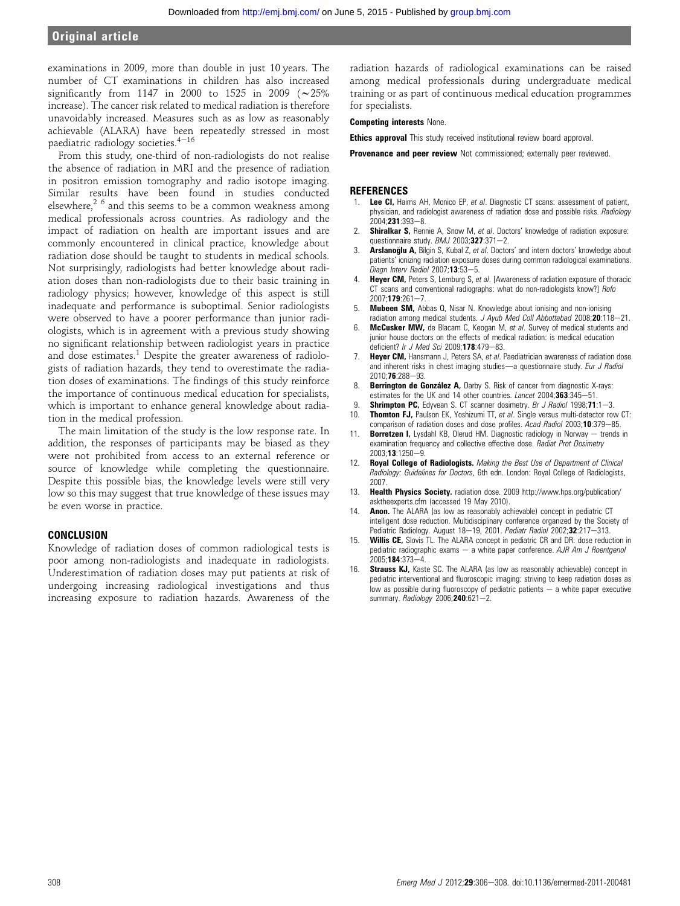examinations in 2009, more than double in just 10 years. The number of CT examinations in children has also increased significantly from 1147 in 2000 to 1525 in 2009 (~25% increase). The cancer risk related to medical radiation is therefore unavoidably increased. Measures such as as low as reasonably achievable (ALARA) have been repeatedly stressed in most paediatric radiology societies.[4–16]

From this study, one-third of non-radiologists do not realise the absence of radiation in MRI and the presence of radiation in positron emission tomography and radio isotope imaging. Similar results have been found in studies conducted elsewhere,[2 6] and this seems to be a common weakness among medical professionals across countries. As radiology and the impact of radiation on health are important issues and are commonly encountered in clinical practice, knowledge about radiation dose should be taught to students in medical schools. Not surprisingly, radiologists had better knowledge about radiation doses than non-radiologists due to their basic training in radiology physics; however, knowledge of this aspect is still inadequate and performance is suboptimal. Senior radiologists were observed to have a poorer performance than junior radiologists, which is in agreement with a previous study showing no significant relationship between radiologist years in practice and dose estimates.[1] Despite the greater awareness of radiologists of radiation hazards, they tend to overestimate the radiation doses of examinations. The findings of this study reinforce the importance of continuous medical education for specialists, which is important to enhance general knowledge about radiation in the medical profession.

The main limitation of the study is the low response rate. In addition, the responses of participants may be biased as they were not prohibited from access to an external reference or source of knowledge while completing the questionnaire. Despite this possible bias, the knowledge levels were still very low so this may suggest that true knowledge of these issues may be even worse in practice.

## CONCLUSION

Knowledge of radiation doses of common radiological tests is poor among non-radiologists and inadequate in radiologists. Underestimation of radiation doses may put patients at risk of undergoing increasing radiological investigations and thus increasing exposure to radiation hazards. Awareness of the radiation hazards of radiological examinations can be raised among medical professionals during undergraduate medical training or as part of continuous medical education programmes for specialists.

**Competing interests** None.

**Ethics approval** This study received institutional review board approval.

**Provenance and peer review** Not commissioned; externally peer reviewed.

## REFERENCES

1. **Lee CI,** Haims AH, Monico EP, *et al*. Diagnostic CT scans: assessment of patient, physician, and radiologist awareness of radiation dose and possible risks. *Radiology* 2004;**231**:393–8.
2. **Shiralkar S,** Rennie A, Snow M, *et al*. Doctors' knowledge of radiation exposure: questionnaire study. *BMJ* 2003;**327**:371–2.
3. **Arslanoğlu A,** Bilgin S, Kubal Z, *et al*. Doctors' and intern doctors' knowledge about patients' ionizing radiation exposure doses during common radiological examinations. *Diagn Interv Radiol* 2007;**13**:53–5.
4. **Heyer CM,** Peters S, Lemburg S, *et al*. [Awareness of radiation exposure of thoracic CT scans and conventional radiographs: what do non-radiologists know?] *Rofo* 2007;**179**:261–7.
5. **Mubeen SM,** Abbas Q, Nisar N. Knowledge about ionising and non-ionising radiation among medical students. *J Ayub Med Coll Abbottabad* 2008;**20**:118–21.
6. **McCusker MW,** de Blacam C, Keogan M, *et al*. Survey of medical students and junior house doctors on the effects of medical radiation: is medical education deficient? *Ir J Med Sci* 2009;**178**:479–83.
7. **Heyer CM,** Hansmann J, Peters SA, *et al*. Paediatrician awareness of radiation dose and inherent risks in chest imaging studies—a questionnaire study. *Eur J Radiol* 2010;**76**:288–93.
8. **Berrington de González A,** Darby S. Risk of cancer from diagnostic X-rays: estimates for the UK and 14 other countries. *Lancet* 2004;**363**:345–51.
9. **Shrimpton PC,** Edyvean S. CT scanner dosimetry. *Br J Radiol* 1998;**71**:1–3.
10. **Thomton FJ,** Paulson EK, Yoshizumi TT, *et al*. Single versus multi-detector row CT: comparison of radiation doses and dose profiles. *Acad Radiol* 2003;**10**:379–85.
11. **Borretzen I,** Lysdahl KB, Olerud HM. Diagnostic radiology in Norway — trends in examination frequency and collective effective dose. *Radiat Prot Dosimetry* 2003;**13**:1250–9.
12. **Royal College of Radiologists.** *Making the Best Use of Department of Clinical Radiology: Guidelines for Doctors*, 6th edn. London: Royal College of Radiologists, 2007.
13. **Health Physics Society.** radiation dose. 2009 http://www.hps.org/publication/asktheexperts.cfm (accessed 19 May 2010).
14. **Anon.** The ALARA (as low as reasonably achievable) concept in pediatric CT intelligent dose reduction. Multidisciplinary conference organized by the Society of Pediatric Radiology. August 18–19, 2001. *Pediatr Radiol* 2002;**32**:217–313.
15. **Willis CE,** Slovis TL. The ALARA concept in pediatric CR and DR: dose reduction in pediatric radiographic exams — a white paper conference. *AJR Am J Roentgenol* 2005;**184**:373–4.
16. **Strauss KJ,** Kaste SC. The ALARA (as low as reasonably achievable) concept in pediatric interventional and fluoroscopic imaging: striving to keep radiation doses as low as possible during fluoroscopy of pediatric patients — a white paper executive summary. *Radiology* 2006;**240**:621–2.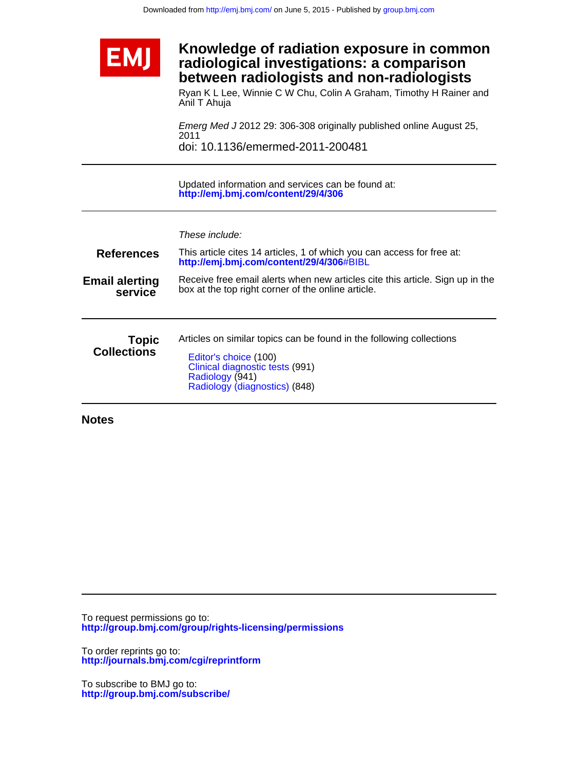Downloaded from http://emj.bmj.com/ on June 5, 2015 - Published by group.bmj.com

EMJ

# Knowledge of radiation exposure in common radiological investigations: a comparison between radiologists and non-radiologists

Ryan K L Lee, Winnie C W Chu, Colin A Graham, Timothy H Rainer and Anil T Ahuja

*Emerg Med J* 2012 29: 306-308 originally published online August 25, 2011

doi: 10.1136/emermed-2011-200481

---

Updated information and services can be found at:
**http://emj.bmj.com/content/29/4/306**

---

*These include:*

**References**

This article cites 14 articles, 1 of which you can access for free at:
**http://emj.bmj.com/content/29/4/306**#BIBL

**Email alerting service**

Receive free email alerts when new articles cite this article. Sign up in the box at the top right corner of the online article.

---

**Topic Collections**

Articles on similar topics can be found in the following collections

- Editor's choice (100)
- Clinical diagnostic tests (991)
- Radiology (941)
- Radiology (diagnostics) (848)

---

## Notes

---

To request permissions go to:
**http://group.bmj.com/group/rights-licensing/permissions**

To order reprints go to:
**http://journals.bmj.com/cgi/reprintform**

To subscribe to BMJ go to:
**http://group.bmj.com/subscribe/**